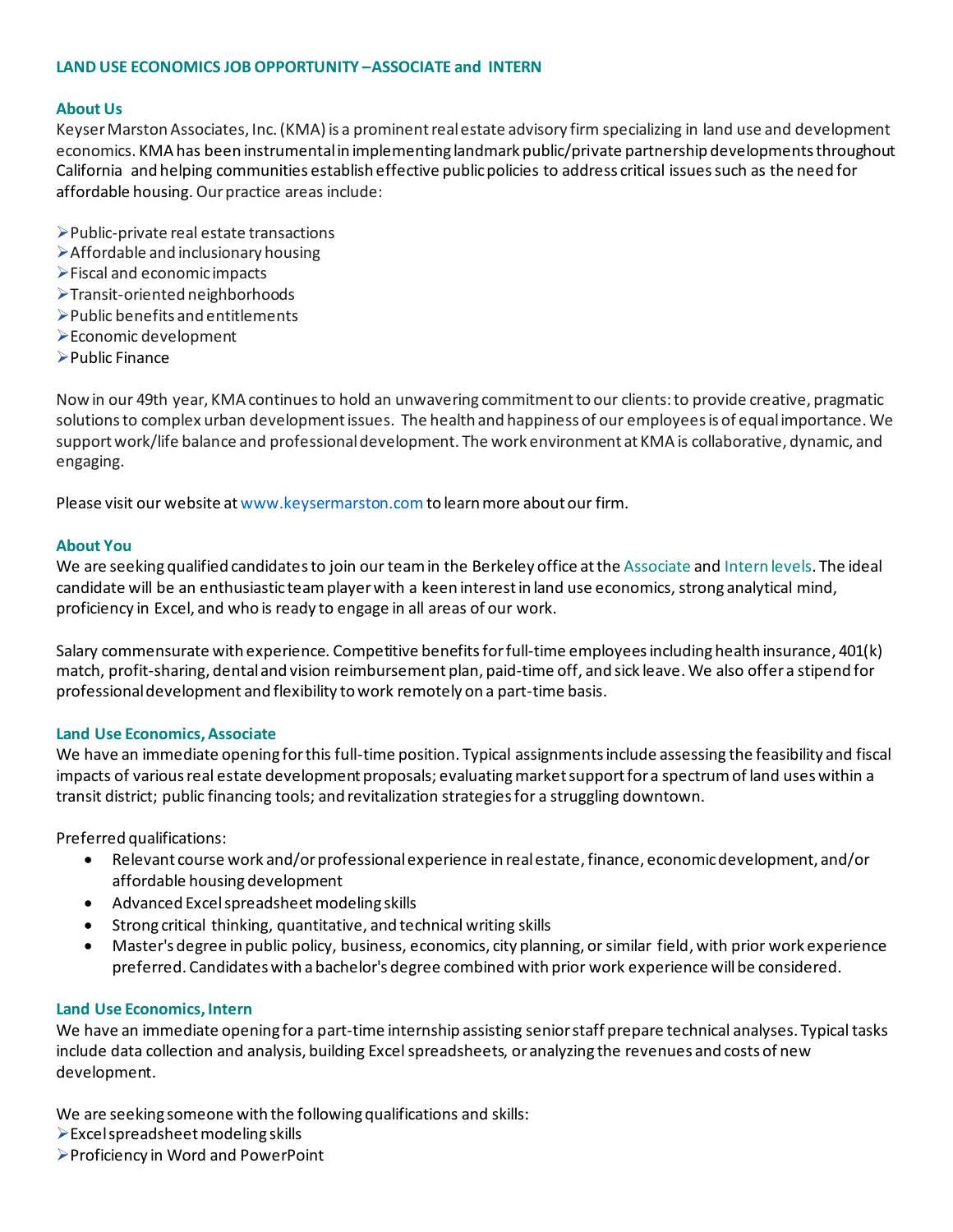## LAND USE ECONOMICS JOB OPPORTUNITY –ASSOCIATE and INTERN

### About Us

Keyser Marston Associates, Inc. (KMA) is a prominent real estate advisory firm specializing in land use and development economics. KMA has been instrumental in implementing landmark public/private partnership developments throughout California and helping communities establish effective public policies to address critical issues such as the need for affordable housing. Our practice areas include:

- Public-private real estate transactions
- Affordable and inclusionary housing
- Fiscal and economic impacts
- Transit-oriented neighborhoods
- Public benefits and entitlements
- Economic development
- Public Finance

Now in our 49th year, KMA continues to hold an unwavering commitment to our clients: to provide creative, pragmatic solutions to complex urban development issues. The health and happiness of our employees is of equal importance. We support work/life balance and professional development. The work environment at KMA is collaborative, dynamic, and engaging.

Please visit our website at www.keysermarston.com to learn more about our firm.

### About You

We are seeking qualified candidates to join our team in the Berkeley office at the Associate and Intern levels. The ideal candidate will be an enthusiastic team player with a keen interest in land use economics, strong analytical mind, proficiency in Excel, and who is ready to engage in all areas of our work.

Salary commensurate with experience. Competitive benefits for full-time employees including health insurance, 401(k) match, profit-sharing, dental and vision reimbursement plan, paid-time off, and sick leave. We also offer a stipend for professional development and flexibility to work remotely on a part-time basis.

### Land Use Economics, Associate

We have an immediate opening for this full-time position. Typical assignments include assessing the feasibility and fiscal impacts of various real estate development proposals; evaluating market support for a spectrum of land uses within a transit district; public financing tools; and revitalization strategies for a struggling downtown.

Preferred qualifications:

- Relevant course work and/or professional experience in real estate, finance, economic development, and/or affordable housing development
- Advanced Excel spreadsheet modeling skills
- Strong critical thinking, quantitative, and technical writing skills
- Master's degree in public policy, business, economics, city planning, or similar field, with prior work experience preferred. Candidates with a bachelor's degree combined with prior work experience will be considered.

### Land Use Economics, Intern

We have an immediate opening for a part-time internship assisting senior staff prepare technical analyses. Typical tasks include data collection and analysis, building Excel spreadsheets, or analyzing the revenues and costs of new development.

We are seeking someone with the following qualifications and skills:

- Excel spreadsheet modeling skills
- Proficiency in Word and PowerPoint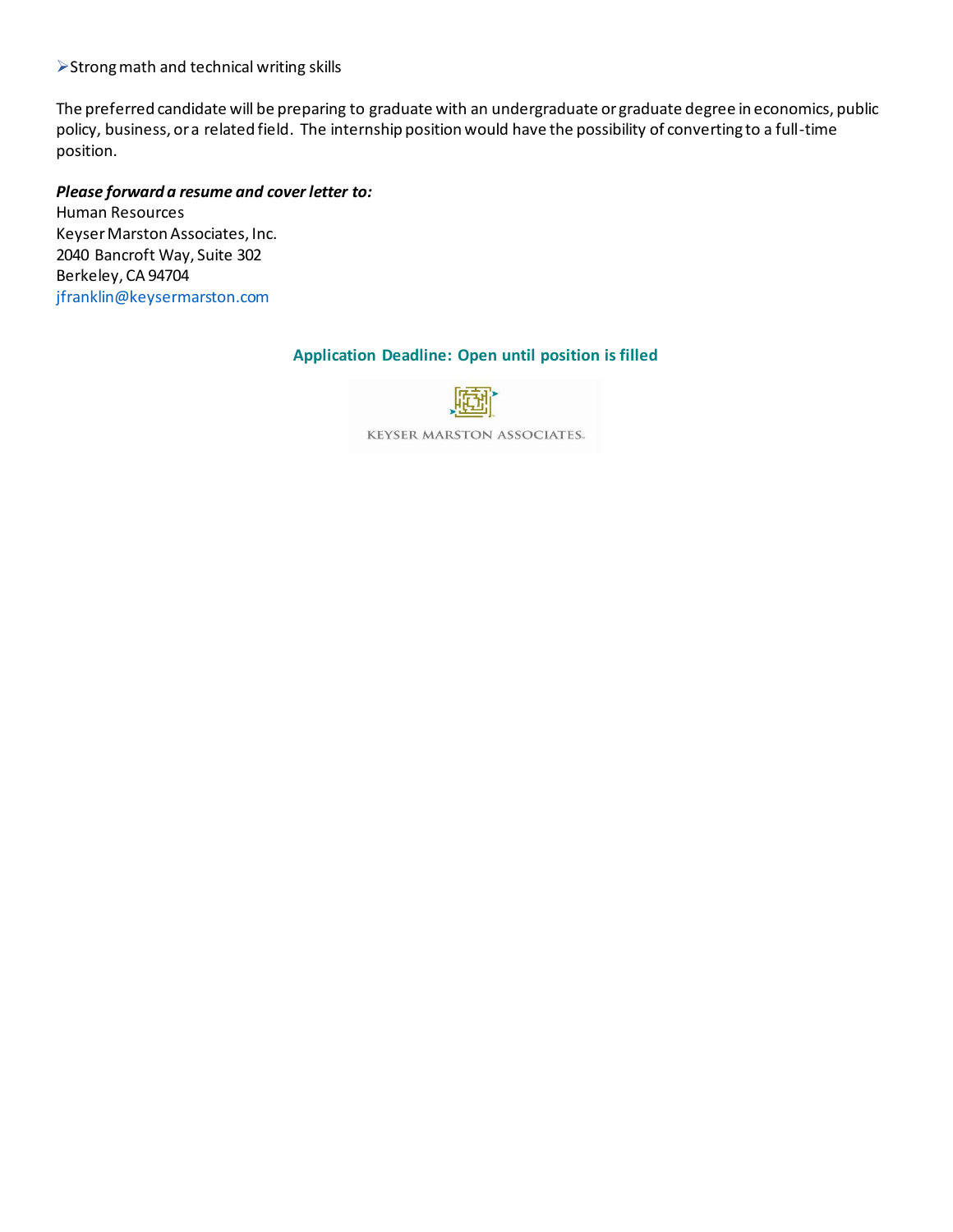- Strong math and technical writing skills

The preferred candidate will be preparing to graduate with an undergraduate or graduate degree in economics, public policy, business, or a related field. The internship position would have the possibility of converting to a full-time position.

***Please forward a resume and cover letter to:***
Human Resources
Keyser Marston Associates, Inc.
2040 Bancroft Way, Suite 302
Berkeley, CA 94704
jfranklin@keysermarston.com

**Application Deadline: Open until position is filled**

KEYSER MARSTON ASSOCIATES.